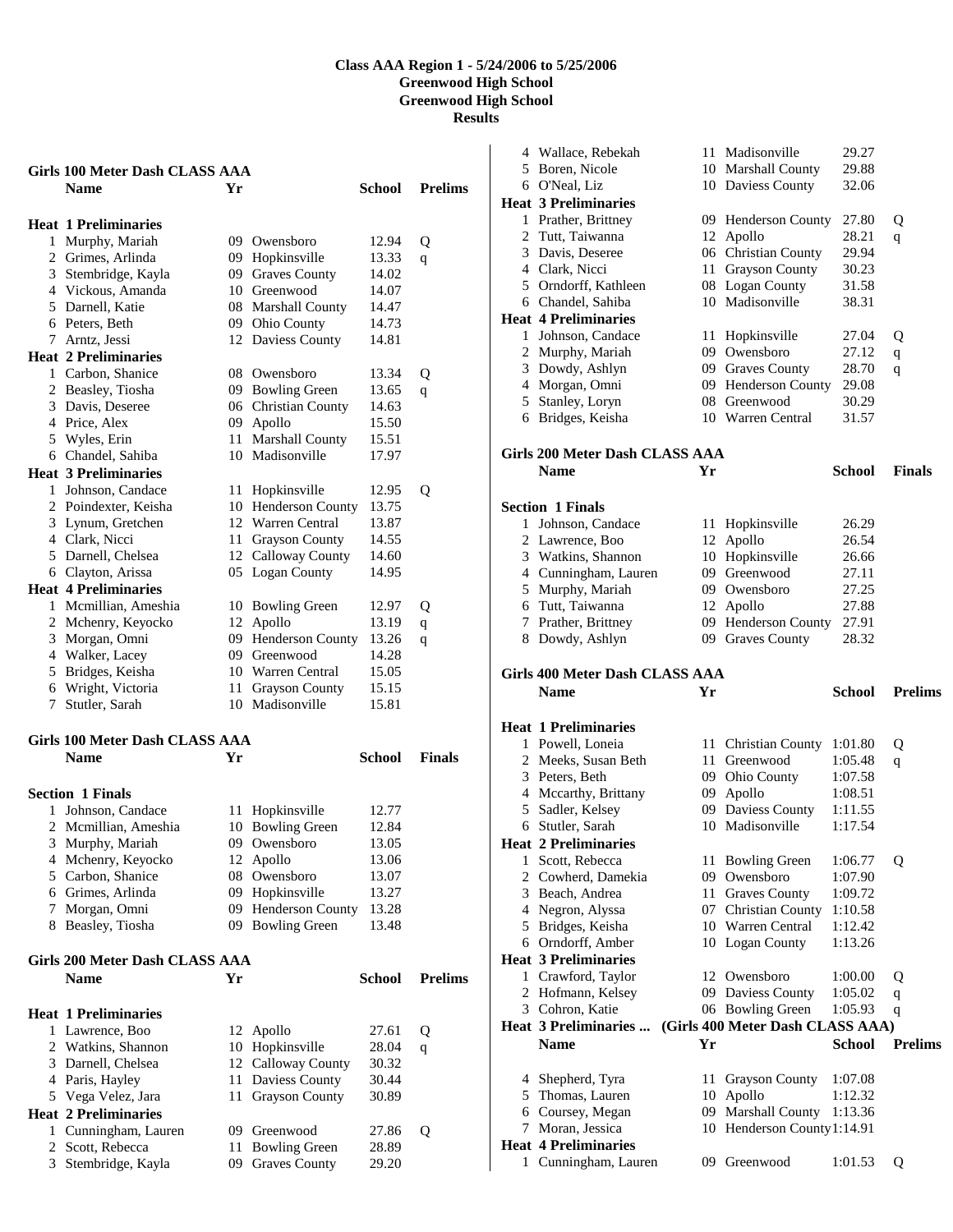# Class AAA Region 1 - 5/24/2006 to 5/25/2006
## Greenwood High School
## Greenwood High School
## Results

### Girls 100 Meter Dash CLASS AAA

| | Name | Yr | School | Prelims | |
|---|---|---|---|---|---|
| **Heat 1 Preliminaries** | | | | | |
| 1 | Murphy, Mariah | 09 | Owensboro | 12.94 | Q |
| 2 | Grimes, Arlinda | 09 | Hopkinsville | 13.33 | q |
| 3 | Stembridge, Kayla | 09 | Graves County | 14.02 | |
| 4 | Vickous, Amanda | 10 | Greenwood | 14.07 | |
| 5 | Darnell, Katie | 08 | Marshall County | 14.47 | |
| 6 | Peters, Beth | 09 | Ohio County | 14.73 | |
| 7 | Arntz, Jessi | 12 | Daviess County | 14.81 | |
| **Heat 2 Preliminaries** | | | | | |
| 1 | Carbon, Shanice | 08 | Owensboro | 13.34 | Q |
| 2 | Beasley, Tiosha | 09 | Bowling Green | 13.65 | q |
| 3 | Davis, Deseree | 06 | Christian County | 14.63 | |
| 4 | Price, Alex | 09 | Apollo | 15.50 | |
| 5 | Wyles, Erin | 11 | Marshall County | 15.51 | |
| 6 | Chandel, Sahiba | 10 | Madisonville | 17.97 | |
| **Heat 3 Preliminaries** | | | | | |
| 1 | Johnson, Candace | 11 | Hopkinsville | 12.95 | Q |
| 2 | Poindexter, Keisha | 10 | Henderson County | 13.75 | |
| 3 | Lynum, Gretchen | 12 | Warren Central | 13.87 | |
| 4 | Clark, Nicci | 11 | Grayson County | 14.55 | |
| 5 | Darnell, Chelsea | 12 | Calloway County | 14.60 | |
| 6 | Clayton, Arissa | 05 | Logan County | 14.95 | |
| **Heat 4 Preliminaries** | | | | | |
| 1 | Mcmillian, Ameshia | 10 | Bowling Green | 12.97 | Q |
| 2 | Mchenry, Keyocko | 12 | Apollo | 13.19 | q |
| 3 | Morgan, Omni | 09 | Henderson County | 13.26 | q |
| 4 | Walker, Lacey | 09 | Greenwood | 14.28 | |
| 5 | Bridges, Keisha | 10 | Warren Central | 15.05 | |
| 6 | Wright, Victoria | 11 | Grayson County | 15.15 | |
| 7 | Stutler, Sarah | 10 | Madisonville | 15.81 | |

### Girls 100 Meter Dash CLASS AAA

| | Name | Yr | School | Finals |
|---|---|---|---|---|
| **Section 1 Finals** | | | | |
| 1 | Johnson, Candace | 11 | Hopkinsville | 12.77 |
| 2 | Mcmillian, Ameshia | 10 | Bowling Green | 12.84 |
| 3 | Murphy, Mariah | 09 | Owensboro | 13.05 |
| 4 | Mchenry, Keyocko | 12 | Apollo | 13.06 |
| 5 | Carbon, Shanice | 08 | Owensboro | 13.07 |
| 6 | Grimes, Arlinda | 09 | Hopkinsville | 13.27 |
| 7 | Morgan, Omni | 09 | Henderson County | 13.28 |
| 8 | Beasley, Tiosha | 09 | Bowling Green | 13.48 |

### Girls 200 Meter Dash CLASS AAA

| | Name | Yr | School | Prelims | |
|---|---|---|---|---|---|
| **Heat 1 Preliminaries** | | | | | |
| 1 | Lawrence, Boo | 12 | Apollo | 27.61 | Q |
| 2 | Watkins, Shannon | 10 | Hopkinsville | 28.04 | q |
| 3 | Darnell, Chelsea | 12 | Calloway County | 30.32 | |
| 4 | Paris, Hayley | 11 | Daviess County | 30.44 | |
| 5 | Vega Velez, Jara | 11 | Grayson County | 30.89 | |
| **Heat 2 Preliminaries** | | | | | |
| 1 | Cunningham, Lauren | 09 | Greenwood | 27.86 | Q |
| 2 | Scott, Rebecca | 11 | Bowling Green | 28.89 | |
| 3 | Stembridge, Kayla | 09 | Graves County | 29.20 | |
| 4 | Wallace, Rebekah | 11 | Madisonville | 29.27 | |
| 5 | Boren, Nicole | 10 | Marshall County | 29.88 | |
| 6 | O'Neal, Liz | 10 | Daviess County | 32.06 | |
| **Heat 3 Preliminaries** | | | | | |
| 1 | Prather, Brittney | 09 | Henderson County | 27.80 | Q |
| 2 | Tutt, Taiwanna | 12 | Apollo | 28.21 | q |
| 3 | Davis, Deseree | 06 | Christian County | 29.94 | |
| 4 | Clark, Nicci | 11 | Grayson County | 30.23 | |
| 5 | Orndorff, Kathleen | 08 | Logan County | 31.58 | |
| 6 | Chandel, Sahiba | 10 | Madisonville | 38.31 | |
| **Heat 4 Preliminaries** | | | | | |
| 1 | Johnson, Candace | 11 | Hopkinsville | 27.04 | Q |
| 2 | Murphy, Mariah | 09 | Owensboro | 27.12 | q |
| 3 | Dowdy, Ashlyn | 09 | Graves County | 28.70 | q |
| 4 | Morgan, Omni | 09 | Henderson County | 29.08 | |
| 5 | Stanley, Loryn | 08 | Greenwood | 30.29 | |
| 6 | Bridges, Keisha | 10 | Warren Central | 31.57 | |

### Girls 200 Meter Dash CLASS AAA

| | Name | Yr | School | Finals |
|---|---|---|---|---|
| **Section 1 Finals** | | | | |
| 1 | Johnson, Candace | 11 | Hopkinsville | 26.29 |
| 2 | Lawrence, Boo | 12 | Apollo | 26.54 |
| 3 | Watkins, Shannon | 10 | Hopkinsville | 26.66 |
| 4 | Cunningham, Lauren | 09 | Greenwood | 27.11 |
| 5 | Murphy, Mariah | 09 | Owensboro | 27.25 |
| 6 | Tutt, Taiwanna | 12 | Apollo | 27.88 |
| 7 | Prather, Brittney | 09 | Henderson County | 27.91 |
| 8 | Dowdy, Ashlyn | 09 | Graves County | 28.32 |

### Girls 400 Meter Dash CLASS AAA

| | Name | Yr | School | Prelims | |
|---|---|---|---|---|---|
| **Heat 1 Preliminaries** | | | | | |
| 1 | Powell, Loneia | 11 | Christian County | 1:01.80 | Q |
| 2 | Meeks, Susan Beth | 11 | Greenwood | 1:05.48 | q |
| 3 | Peters, Beth | 09 | Ohio County | 1:07.58 | |
| 4 | Mccarthy, Brittany | 09 | Apollo | 1:08.51 | |
| 5 | Sadler, Kelsey | 09 | Daviess County | 1:11.55 | |
| 6 | Stutler, Sarah | 10 | Madisonville | 1:17.54 | |
| **Heat 2 Preliminaries** | | | | | |
| 1 | Scott, Rebecca | 11 | Bowling Green | 1:06.77 | Q |
| 2 | Cowherd, Damekia | 09 | Owensboro | 1:07.90 | |
| 3 | Beach, Andrea | 11 | Graves County | 1:09.72 | |
| 4 | Negron, Alyssa | 07 | Christian County | 1:10.58 | |
| 5 | Bridges, Keisha | 10 | Warren Central | 1:12.42 | |
| 6 | Orndorff, Amber | 10 | Logan County | 1:13.26 | |
| **Heat 3 Preliminaries** | | | | | |
| 1 | Crawford, Taylor | 12 | Owensboro | 1:00.00 | Q |
| 2 | Hofmann, Kelsey | 09 | Daviess County | 1:05.02 | q |
| 3 | Cohron, Katie | 06 | Bowling Green | 1:05.93 | q |
| 4 | Shepherd, Tyra | 11 | Grayson County | 1:07.08 | |
| 5 | Thomas, Lauren | 10 | Apollo | 1:12.32 | |
| 6 | Coursey, Megan | 09 | Marshall County | 1:13.36 | |
| 7 | Moran, Jessica | 10 | Henderson County | 1:14.91 | |
| **Heat 4 Preliminaries** | | | | | |
| 1 | Cunningham, Lauren | 09 | Greenwood | 1:01.53 | Q |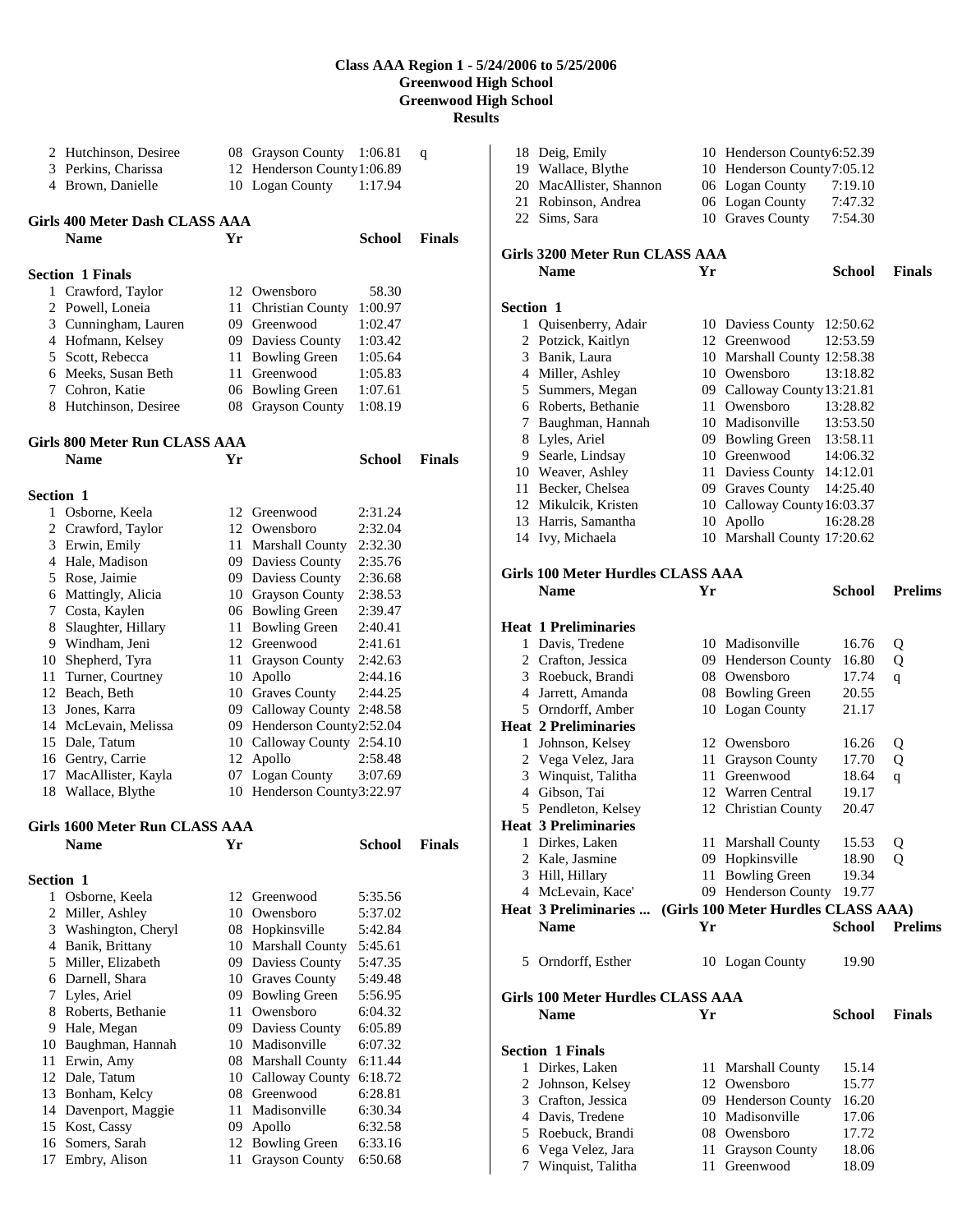# Class AAA Region 1 - 5/24/2006 to 5/25/2006
## Greenwood High School
## Greenwood High School
## Results

| | Name | Yr | School | | |
|---|---|---|---|---|---|
| 2 | Hutchinson, Desiree | 08 | Grayson County | 1:06.81 | q |
| 3 | Perkins, Charissa | 12 | Henderson County | 1:06.89 | |
| 4 | Brown, Danielle | 10 | Logan County | 1:17.94 | |

### Girls 400 Meter Dash CLASS AAA

| | Name | Yr | School | Finals |
|---|---|---|---|---|
| **Section 1 Finals** | | | | |
| 1 | Crawford, Taylor | 12 | Owensboro | 58.30 |
| 2 | Powell, Loneia | 11 | Christian County | 1:00.97 |
| 3 | Cunningham, Lauren | 09 | Greenwood | 1:02.47 |
| 4 | Hofmann, Kelsey | 09 | Daviess County | 1:03.42 |
| 5 | Scott, Rebecca | 11 | Bowling Green | 1:05.64 |
| 6 | Meeks, Susan Beth | 11 | Greenwood | 1:05.83 |
| 7 | Cohron, Katie | 06 | Bowling Green | 1:07.61 |
| 8 | Hutchinson, Desiree | 08 | Grayson County | 1:08.19 |

### Girls 800 Meter Run CLASS AAA

| | Name | Yr | School | Finals |
|---|---|---|---|---|
| **Section 1** | | | | |
| 1 | Osborne, Keela | 12 | Greenwood | 2:31.24 |
| 2 | Crawford, Taylor | 12 | Owensboro | 2:32.04 |
| 3 | Erwin, Emily | 11 | Marshall County | 2:32.30 |
| 4 | Hale, Madison | 09 | Daviess County | 2:35.76 |
| 5 | Rose, Jaimie | 09 | Daviess County | 2:36.68 |
| 6 | Mattingly, Alicia | 10 | Grayson County | 2:38.53 |
| 7 | Costa, Kaylen | 06 | Bowling Green | 2:39.47 |
| 8 | Slaughter, Hillary | 11 | Bowling Green | 2:40.41 |
| 9 | Windham, Jeni | 12 | Greenwood | 2:41.61 |
| 10 | Shepherd, Tyra | 11 | Grayson County | 2:42.63 |
| 11 | Turner, Courtney | 10 | Apollo | 2:44.16 |
| 12 | Beach, Beth | 10 | Graves County | 2:44.25 |
| 13 | Jones, Karra | 09 | Calloway County | 2:48.58 |
| 14 | McLevain, Melissa | 09 | Henderson County | 2:52.04 |
| 15 | Dale, Tatum | 10 | Calloway County | 2:54.10 |
| 16 | Gentry, Carrie | 12 | Apollo | 2:58.48 |
| 17 | MacAllister, Kayla | 07 | Logan County | 3:07.69 |
| 18 | Wallace, Blythe | 10 | Henderson County | 3:22.97 |

### Girls 1600 Meter Run CLASS AAA

| | Name | Yr | School | Finals |
|---|---|---|---|---|
| **Section 1** | | | | |
| 1 | Osborne, Keela | 12 | Greenwood | 5:35.56 |
| 2 | Miller, Ashley | 10 | Owensboro | 5:37.02 |
| 3 | Washington, Cheryl | 08 | Hopkinsville | 5:42.84 |
| 4 | Banik, Brittany | 10 | Marshall County | 5:45.61 |
| 5 | Miller, Elizabeth | 09 | Daviess County | 5:47.35 |
| 6 | Darnell, Shara | 10 | Graves County | 5:49.48 |
| 7 | Lyles, Ariel | 09 | Bowling Green | 5:56.95 |
| 8 | Roberts, Bethanie | 11 | Owensboro | 6:04.32 |
| 9 | Hale, Megan | 09 | Daviess County | 6:05.89 |
| 10 | Baughman, Hannah | 10 | Madisonville | 6:07.32 |
| 11 | Erwin, Amy | 08 | Marshall County | 6:11.44 |
| 12 | Dale, Tatum | 10 | Calloway County | 6:18.72 |
| 13 | Bonham, Kelcy | 08 | Greenwood | 6:28.81 |
| 14 | Davenport, Maggie | 11 | Madisonville | 6:30.34 |
| 15 | Kost, Cassy | 09 | Apollo | 6:32.58 |
| 16 | Somers, Sarah | 12 | Bowling Green | 6:33.16 |
| 17 | Embry, Alison | 11 | Grayson County | 6:50.68 |
| 18 | Deig, Emily | 10 | Henderson County | 6:52.39 |
| 19 | Wallace, Blythe | 10 | Henderson County | 7:05.12 |
| 20 | MacAllister, Shannon | 06 | Logan County | 7:19.10 |
| 21 | Robinson, Andrea | 06 | Logan County | 7:47.32 |
| 22 | Sims, Sara | 10 | Graves County | 7:54.30 |

### Girls 3200 Meter Run CLASS AAA

| | Name | Yr | School | Finals |
|---|---|---|---|---|
| **Section 1** | | | | |
| 1 | Quisenberry, Adair | 10 | Daviess County | 12:50.62 |
| 2 | Potzick, Kaitlyn | 12 | Greenwood | 12:53.59 |
| 3 | Banik, Laura | 10 | Marshall County | 12:58.38 |
| 4 | Miller, Ashley | 10 | Owensboro | 13:18.82 |
| 5 | Summers, Megan | 09 | Calloway County | 13:21.81 |
| 6 | Roberts, Bethanie | 11 | Owensboro | 13:28.82 |
| 7 | Baughman, Hannah | 10 | Madisonville | 13:53.50 |
| 8 | Lyles, Ariel | 09 | Bowling Green | 13:58.11 |
| 9 | Searle, Lindsay | 10 | Greenwood | 14:06.32 |
| 10 | Weaver, Ashley | 11 | Daviess County | 14:12.01 |
| 11 | Becker, Chelsea | 09 | Graves County | 14:25.40 |
| 12 | Mikulcik, Kristen | 10 | Calloway County | 16:03.37 |
| 13 | Harris, Samantha | 10 | Apollo | 16:28.28 |
| 14 | Ivy, Michaela | 10 | Marshall County | 17:20.62 |

### Girls 100 Meter Hurdles CLASS AAA

| | Name | Yr | School | Prelims | |
|---|---|---|---|---|---|
| **Heat 1 Preliminaries** | | | | | |
| 1 | Davis, Tredene | 10 | Madisonville | 16.76 | Q |
| 2 | Crafton, Jessica | 09 | Henderson County | 16.80 | Q |
| 3 | Roebuck, Brandi | 08 | Owensboro | 17.74 | q |
| 4 | Jarrett, Amanda | 08 | Bowling Green | 20.55 | |
| 5 | Orndorff, Amber | 10 | Logan County | 21.17 | |
| **Heat 2 Preliminaries** | | | | | |
| 1 | Johnson, Kelsey | 12 | Owensboro | 16.26 | Q |
| 2 | Vega Velez, Jara | 11 | Grayson County | 17.70 | Q |
| 3 | Winquist, Talitha | 11 | Greenwood | 18.64 | q |
| 4 | Gibson, Tai | 12 | Warren Central | 19.17 | |
| 5 | Pendleton, Kelsey | 12 | Christian County | 20.47 | |
| **Heat 3 Preliminaries** | | | | | |
| 1 | Dirkes, Laken | 11 | Marshall County | 15.53 | Q |
| 2 | Kale, Jasmine | 09 | Hopkinsville | 18.90 | Q |
| 3 | Hill, Hillary | 11 | Bowling Green | 19.34 | |
| 4 | McLevain, Kace' | 09 | Henderson County | 19.77 | |
| 5 | Orndorff, Esther | 10 | Logan County | 19.90 | |

### Girls 100 Meter Hurdles CLASS AAA

| | Name | Yr | School | Finals |
|---|---|---|---|---|
| **Section 1 Finals** | | | | |
| 1 | Dirkes, Laken | 11 | Marshall County | 15.14 |
| 2 | Johnson, Kelsey | 12 | Owensboro | 15.77 |
| 3 | Crafton, Jessica | 09 | Henderson County | 16.20 |
| 4 | Davis, Tredene | 10 | Madisonville | 17.06 |
| 5 | Roebuck, Brandi | 08 | Owensboro | 17.72 |
| 6 | Vega Velez, Jara | 11 | Grayson County | 18.06 |
| 7 | Winquist, Talitha | 11 | Greenwood | 18.09 |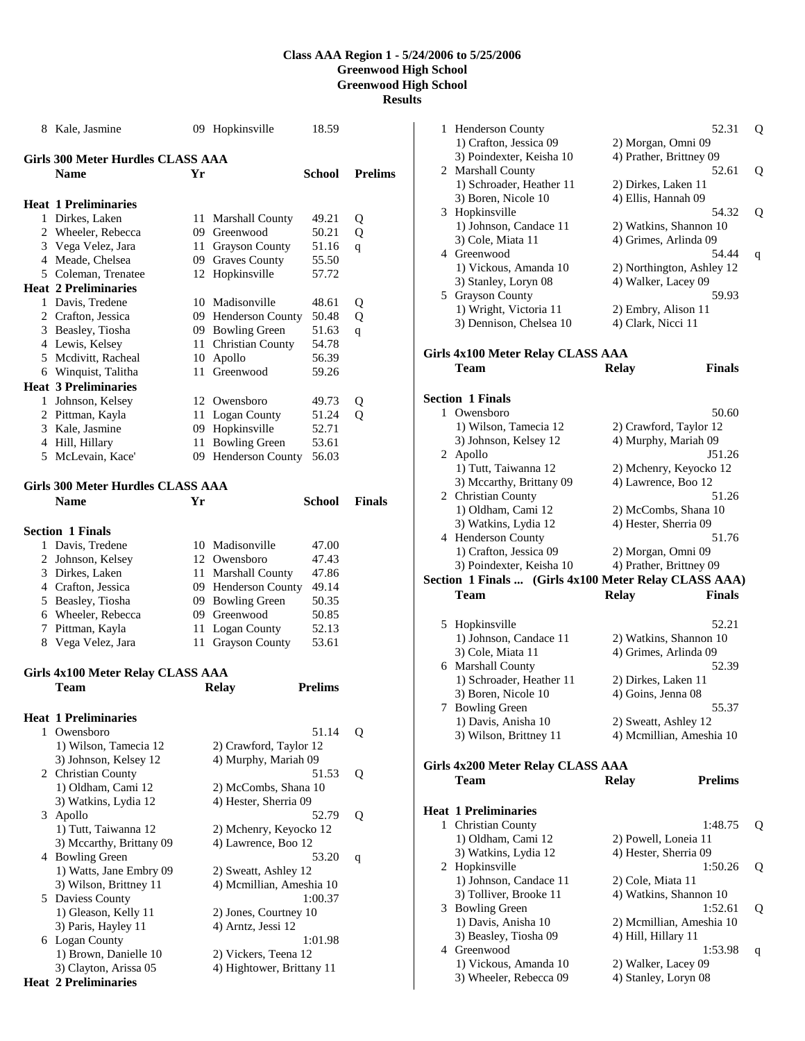**Class AAA Region 1 - 5/24/2006 to 5/25/2006**
**Greenwood High School**
**Greenwood High School**
**Results**

| | Name | Yr | School | |
|---|---|---|---|---|
| 8 | Kale, Jasmine | 09 | Hopkinsville | 18.59 |

### Girls 300 Meter Hurdles CLASS AAA

| | Name | Yr | School | Prelims | |
|---|---|---|---|---|---|
| **Heat 1 Preliminaries** | | | | | |
| 1 | Dirkes, Laken | 11 | Marshall County | 49.21 | Q |
| 2 | Wheeler, Rebecca | 09 | Greenwood | 50.21 | Q |
| 3 | Vega Velez, Jara | 11 | Grayson County | 51.16 | q |
| 4 | Meade, Chelsea | 09 | Graves County | 55.50 | |
| 5 | Coleman, Trenatee | 12 | Hopkinsville | 57.72 | |
| **Heat 2 Preliminaries** | | | | | |
| 1 | Davis, Tredene | 10 | Madisonville | 48.61 | Q |
| 2 | Crafton, Jessica | 09 | Henderson County | 50.48 | Q |
| 3 | Beasley, Tiosha | 09 | Bowling Green | 51.63 | q |
| 4 | Lewis, Kelsey | 11 | Christian County | 54.78 | |
| 5 | Mcdivitt, Racheal | 10 | Apollo | 56.39 | |
| 6 | Winquist, Talitha | 11 | Greenwood | 59.26 | |
| **Heat 3 Preliminaries** | | | | | |
| 1 | Johnson, Kelsey | 12 | Owensboro | 49.73 | Q |
| 2 | Pittman, Kayla | 11 | Logan County | 51.24 | Q |
| 3 | Kale, Jasmine | 09 | Hopkinsville | 52.71 | |
| 4 | Hill, Hillary | 11 | Bowling Green | 53.61 | |
| 5 | McLevain, Kace' | 09 | Henderson County | 56.03 | |

### Girls 300 Meter Hurdles CLASS AAA

| | Name | Yr | School | Finals |
|---|---|---|---|---|
| **Section 1 Finals** | | | | |
| 1 | Davis, Tredene | 10 | Madisonville | 47.00 |
| 2 | Johnson, Kelsey | 12 | Owensboro | 47.43 |
| 3 | Dirkes, Laken | 11 | Marshall County | 47.86 |
| 4 | Crafton, Jessica | 09 | Henderson County | 49.14 |
| 5 | Beasley, Tiosha | 09 | Bowling Green | 50.35 |
| 6 | Wheeler, Rebecca | 09 | Greenwood | 50.85 |
| 7 | Pittman, Kayla | 11 | Logan County | 52.13 |
| 8 | Vega Velez, Jara | 11 | Grayson County | 53.61 |

### Girls 4x100 Meter Relay CLASS AAA

| | Team | Relay | Prelims | |
|---|---|---|---|---|
| **Heat 1 Preliminaries** | | | | |
| 1 | Owensboro | | 51.14 | Q |
| | 1) Wilson, Tamecia 12 | 2) Crawford, Taylor 12 | | |
| | 3) Johnson, Kelsey 12 | 4) Murphy, Mariah 09 | | |
| 2 | Christian County | | 51.53 | Q |
| | 1) Oldham, Cami 12 | 2) McCombs, Shana 10 | | |
| | 3) Watkins, Lydia 12 | 4) Hester, Sherria 09 | | |
| 3 | Apollo | | 52.79 | Q |
| | 1) Tutt, Taiwanna 12 | 2) Mchenry, Keyocko 12 | | |
| | 3) Mccarthy, Brittany 09 | 4) Lawrence, Boo 12 | | |
| 4 | Bowling Green | | 53.20 | q |
| | 1) Watts, Jane Embry 09 | 2) Sweatt, Ashley 12 | | |
| | 3) Wilson, Brittney 11 | 4) Mcmillian, Ameshia 10 | | |
| 5 | Daviess County | | 1:00.37 | |
| | 1) Gleason, Kelly 11 | 2) Jones, Courtney 10 | | |
| | 3) Paris, Hayley 11 | 4) Arntz, Jessi 12 | | |
| 6 | Logan County | | 1:01.98 | |
| | 1) Brown, Danielle 10 | 2) Vickers, Teena 12 | | |
| | 3) Clayton, Arissa 05 | 4) Hightower, Brittany 11 | | |
| **Heat 2 Preliminaries** | | | | |
| 1 | Henderson County | | 52.31 | Q |
| | 1) Crafton, Jessica 09 | 2) Morgan, Omni 09 | | |
| | 3) Poindexter, Keisha 10 | 4) Prather, Brittney 09 | | |
| 2 | Marshall County | | 52.61 | Q |
| | 1) Schroader, Heather 11 | 2) Dirkes, Laken 11 | | |
| | 3) Boren, Nicole 10 | 4) Ellis, Hannah 09 | | |
| 3 | Hopkinsville | | 54.32 | Q |
| | 1) Johnson, Candace 11 | 2) Watkins, Shannon 10 | | |
| | 3) Cole, Miata 11 | 4) Grimes, Arlinda 09 | | |
| 4 | Greenwood | | 54.44 | q |
| | 1) Vickous, Amanda 10 | 2) Northington, Ashley 12 | | |
| | 3) Stanley, Loryn 08 | 4) Walker, Lacey 09 | | |
| 5 | Grayson County | | 59.93 | |
| | 1) Wright, Victoria 11 | 2) Embry, Alison 11 | | |
| | 3) Dennison, Chelsea 10 | 4) Clark, Nicci 11 | | |

### Girls 4x100 Meter Relay CLASS AAA

| | Team | Relay | Finals |
|---|---|---|---|
| **Section 1 Finals** | | | |
| 1 | Owensboro | | 50.60 |
| | 1) Wilson, Tamecia 12 | 2) Crawford, Taylor 12 | |
| | 3) Johnson, Kelsey 12 | 4) Murphy, Mariah 09 | |
| 2 | Apollo | | J51.26 |
| | 1) Tutt, Taiwanna 12 | 2) Mchenry, Keyocko 12 | |
| | 3) Mccarthy, Brittany 09 | 4) Lawrence, Boo 12 | |
| 2 | Christian County | | 51.26 |
| | 1) Oldham, Cami 12 | 2) McCombs, Shana 10 | |
| | 3) Watkins, Lydia 12 | 4) Hester, Sherria 09 | |
| 4 | Henderson County | | 51.76 |
| | 1) Crafton, Jessica 09 | 2) Morgan, Omni 09 | |
| | 3) Poindexter, Keisha 10 | 4) Prather, Brittney 09 | |
| 5 | Hopkinsville | | 52.21 |
| | 1) Johnson, Candace 11 | 2) Watkins, Shannon 10 | |
| | 3) Cole, Miata 11 | 4) Grimes, Arlinda 09 | |
| 6 | Marshall County | | 52.39 |
| | 1) Schroader, Heather 11 | 2) Dirkes, Laken 11 | |
| | 3) Boren, Nicole 10 | 4) Goins, Jenna 08 | |
| 7 | Bowling Green | | 55.37 |
| | 1) Davis, Anisha 10 | 2) Sweatt, Ashley 12 | |
| | 3) Wilson, Brittney 11 | 4) Mcmillian, Ameshia 10 | |

### Girls 4x200 Meter Relay CLASS AAA

| | Team | Relay | Prelims | |
|---|---|---|---|---|
| **Heat 1 Preliminaries** | | | | |
| 1 | Christian County | | 1:48.75 | Q |
| | 1) Oldham, Cami 12 | 2) Powell, Loneia 11 | | |
| | 3) Watkins, Lydia 12 | 4) Hester, Sherria 09 | | |
| 2 | Hopkinsville | | 1:50.26 | Q |
| | 1) Johnson, Candace 11 | 2) Cole, Miata 11 | | |
| | 3) Tolliver, Brooke 11 | 4) Watkins, Shannon 10 | | |
| 3 | Bowling Green | | 1:52.61 | Q |
| | 1) Davis, Anisha 10 | 2) Mcmillian, Ameshia 10 | | |
| | 3) Beasley, Tiosha 09 | 4) Hill, Hillary 11 | | |
| 4 | Greenwood | | 1:53.98 | q |
| | 1) Vickous, Amanda 10 | 2) Walker, Lacey 09 | | |
| | 3) Wheeler, Rebecca 09 | 4) Stanley, Loryn 08 | | |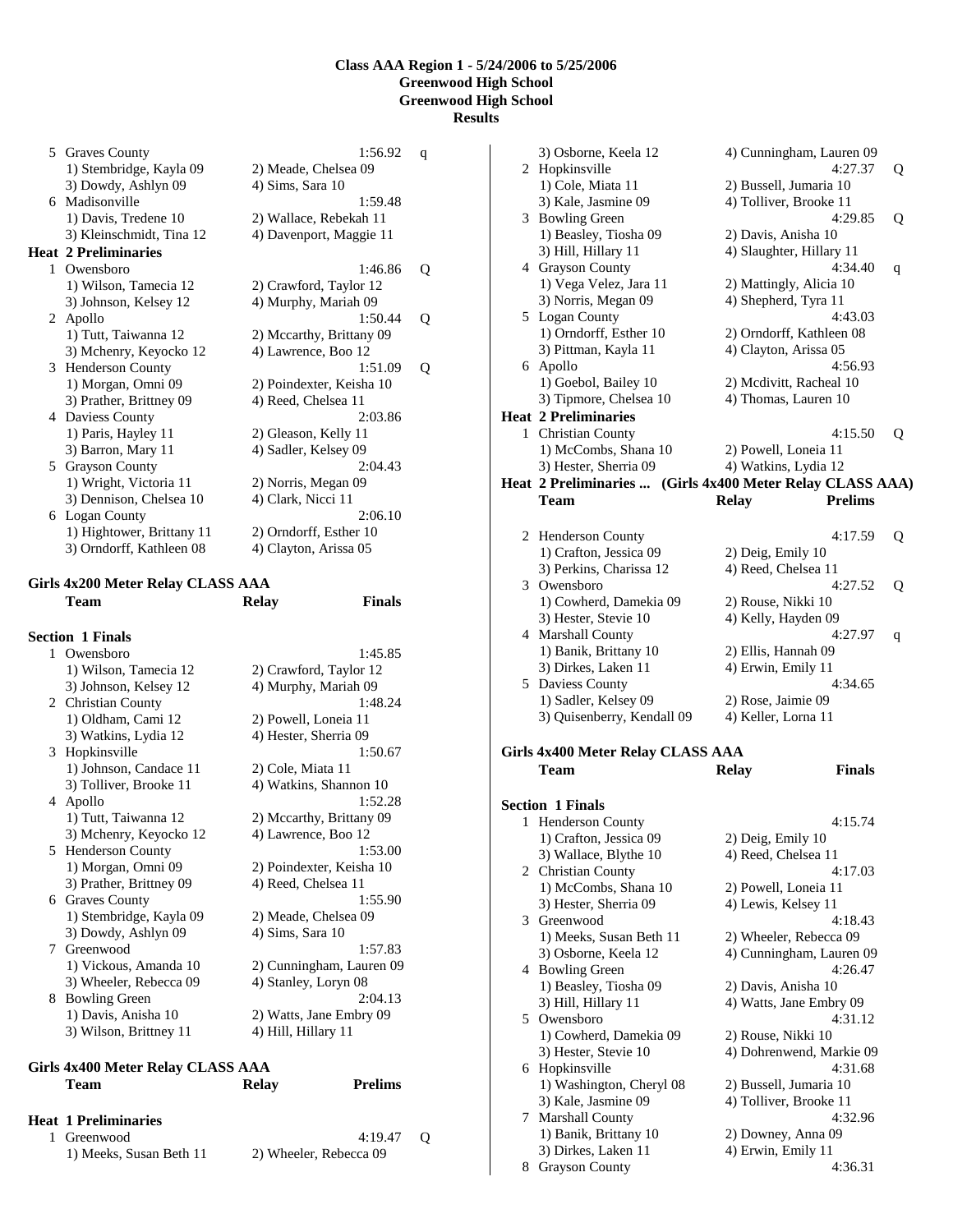## Class AAA Region 1 - 5/24/2006 to 5/25/2006
## Greenwood High School
## Greenwood High School
## Results

| | Team | Relay | Prelims | |
|---|---|---|---|---|
| 5 | Graves County | | 1:56.92 | q |
| | 1) Stembridge, Kayla 09 | 2) Meade, Chelsea 09 | | |
| | 3) Dowdy, Ashlyn 09 | 4) Sims, Sara 10 | | |
| 6 | Madisonville | | 1:59.48 | |
| | 1) Davis, Tredene 10 | 2) Wallace, Rebekah 11 | | |
| | 3) Kleinschmidt, Tina 12 | 4) Davenport, Maggie 11 | | |

**Heat 2 Preliminaries**

| | Team | Relay | Prelims | |
|---|---|---|---|---|
| 1 | Owensboro | | 1:46.86 | Q |
| | 1) Wilson, Tamecia 12 | 2) Crawford, Taylor 12 | | |
| | 3) Johnson, Kelsey 12 | 4) Murphy, Mariah 09 | | |
| 2 | Apollo | | 1:50.44 | Q |
| | 1) Tutt, Taiwanna 12 | 2) Mccarthy, Brittany 09 | | |
| | 3) Mchenry, Keyocko 12 | 4) Lawrence, Boo 12 | | |
| 3 | Henderson County | | 1:51.09 | Q |
| | 1) Morgan, Omni 09 | 2) Poindexter, Keisha 10 | | |
| | 3) Prather, Brittney 09 | 4) Reed, Chelsea 11 | | |
| 4 | Daviess County | | 2:03.86 | |
| | 1) Paris, Hayley 11 | 2) Gleason, Kelly 11 | | |
| | 3) Barron, Mary 11 | 4) Sadler, Kelsey 09 | | |
| 5 | Grayson County | | 2:04.43 | |
| | 1) Wright, Victoria 11 | 2) Norris, Megan 09 | | |
| | 3) Dennison, Chelsea 10 | 4) Clark, Nicci 11 | | |
| 6 | Logan County | | 2:06.10 | |
| | 1) Hightower, Brittany 11 | 2) Orndorff, Esther 10 | | |
| | 3) Orndorff, Kathleen 08 | 4) Clayton, Arissa 05 | | |

### Girls 4x200 Meter Relay CLASS AAA

**Section 1 Finals**

| | Team | Relay | Finals |
|---|---|---|---|
| 1 | Owensboro | | 1:45.85 |
| | 1) Wilson, Tamecia 12 | 2) Crawford, Taylor 12 | |
| | 3) Johnson, Kelsey 12 | 4) Murphy, Mariah 09 | |
| 2 | Christian County | | 1:48.24 |
| | 1) Oldham, Cami 12 | 2) Powell, Loneia 11 | |
| | 3) Watkins, Lydia 12 | 4) Hester, Sherria 09 | |
| 3 | Hopkinsville | | 1:50.67 |
| | 1) Johnson, Candace 11 | 2) Cole, Miata 11 | |
| | 3) Tolliver, Brooke 11 | 4) Watkins, Shannon 10 | |
| 4 | Apollo | | 1:52.28 |
| | 1) Tutt, Taiwanna 12 | 2) Mccarthy, Brittany 09 | |
| | 3) Mchenry, Keyocko 12 | 4) Lawrence, Boo 12 | |
| 5 | Henderson County | | 1:53.00 |
| | 1) Morgan, Omni 09 | 2) Poindexter, Keisha 10 | |
| | 3) Prather, Brittney 09 | 4) Reed, Chelsea 11 | |
| 6 | Graves County | | 1:55.90 |
| | 1) Stembridge, Kayla 09 | 2) Meade, Chelsea 09 | |
| | 3) Dowdy, Ashlyn 09 | 4) Sims, Sara 10 | |
| 7 | Greenwood | | 1:57.83 |
| | 1) Vickous, Amanda 10 | 2) Cunningham, Lauren 09 | |
| | 3) Wheeler, Rebecca 09 | 4) Stanley, Loryn 08 | |
| 8 | Bowling Green | | 2:04.13 |
| | 1) Davis, Anisha 10 | 2) Watts, Jane Embry 09 | |
| | 3) Wilson, Brittney 11 | 4) Hill, Hillary 11 | |

### Girls 4x400 Meter Relay CLASS AAA

**Heat 1 Preliminaries**

| | Team | Relay | Prelims | |
|---|---|---|---|---|
| 1 | Greenwood | | 4:19.47 | Q |
| | 1) Meeks, Susan Beth 11 | 2) Wheeler, Rebecca 09 | | |
| | 3) Osborne, Keela 12 | 4) Cunningham, Lauren 09 | | |
| 2 | Hopkinsville | | 4:27.37 | Q |
| | 1) Cole, Miata 11 | 2) Bussell, Jumaria 10 | | |
| | 3) Kale, Jasmine 09 | 4) Tolliver, Brooke 11 | | |
| 3 | Bowling Green | | 4:29.85 | Q |
| | 1) Beasley, Tiosha 09 | 2) Davis, Anisha 10 | | |
| | 3) Hill, Hillary 11 | 4) Slaughter, Hillary 11 | | |
| 4 | Grayson County | | 4:34.40 | q |
| | 1) Vega Velez, Jara 11 | 2) Mattingly, Alicia 10 | | |
| | 3) Norris, Megan 09 | 4) Shepherd, Tyra 11 | | |
| 5 | Logan County | | 4:43.03 | |
| | 1) Orndorff, Esther 10 | 2) Orndorff, Kathleen 08 | | |
| | 3) Pittman, Kayla 11 | 4) Clayton, Arissa 05 | | |
| 6 | Apollo | | 4:56.93 | |
| | 1) Goebol, Bailey 10 | 2) Mcdivitt, Racheal 10 | | |
| | 3) Tipmore, Chelsea 10 | 4) Thomas, Lauren 10 | | |

**Heat 2 Preliminaries** (Girls 4x400 Meter Relay CLASS AAA)

| | Team | Relay | Prelims | |
|---|---|---|---|---|
| 1 | Christian County | | 4:15.50 | Q |
| | 1) McCombs, Shana 10 | 2) Powell, Loneia 11 | | |
| | 3) Hester, Sherria 09 | 4) Watkins, Lydia 12 | | |
| 2 | Henderson County | | 4:17.59 | Q |
| | 1) Crafton, Jessica 09 | 2) Deig, Emily 10 | | |
| | 3) Perkins, Charissa 12 | 4) Reed, Chelsea 11 | | |
| 3 | Owensboro | | 4:27.52 | Q |
| | 1) Cowherd, Damekia 09 | 2) Rouse, Nikki 10 | | |
| | 3) Hester, Stevie 10 | 4) Kelly, Hayden 09 | | |
| 4 | Marshall County | | 4:27.97 | q |
| | 1) Banik, Brittany 10 | 2) Ellis, Hannah 09 | | |
| | 3) Dirkes, Laken 11 | 4) Erwin, Emily 11 | | |
| 5 | Daviess County | | 4:34.65 | |
| | 1) Sadler, Kelsey 09 | 2) Rose, Jaimie 09 | | |
| | 3) Quisenberry, Kendall 09 | 4) Keller, Lorna 11 | | |

### Girls 4x400 Meter Relay CLASS AAA

**Section 1 Finals**

| | Team | Relay | Finals |
|---|---|---|---|
| 1 | Henderson County | | 4:15.74 |
| | 1) Crafton, Jessica 09 | 2) Deig, Emily 10 | |
| | 3) Wallace, Blythe 10 | 4) Reed, Chelsea 11 | |
| 2 | Christian County | | 4:17.03 |
| | 1) McCombs, Shana 10 | 2) Powell, Loneia 11 | |
| | 3) Hester, Sherria 09 | 4) Lewis, Kelsey 11 | |
| 3 | Greenwood | | 4:18.43 |
| | 1) Meeks, Susan Beth 11 | 2) Wheeler, Rebecca 09 | |
| | 3) Osborne, Keela 12 | 4) Cunningham, Lauren 09 | |
| 4 | Bowling Green | | 4:26.47 |
| | 1) Beasley, Tiosha 09 | 2) Davis, Anisha 10 | |
| | 3) Hill, Hillary 11 | 4) Watts, Jane Embry 09 | |
| 5 | Owensboro | | 4:31.12 |
| | 1) Cowherd, Damekia 09 | 2) Rouse, Nikki 10 | |
| | 3) Hester, Stevie 10 | 4) Dohrenwend, Markie 09 | |
| 6 | Hopkinsville | | 4:31.68 |
| | 1) Washington, Cheryl 08 | 2) Bussell, Jumaria 10 | |
| | 3) Kale, Jasmine 09 | 4) Tolliver, Brooke 11 | |
| 7 | Marshall County | | 4:32.96 |
| | 1) Banik, Brittany 10 | 2) Downey, Anna 09 | |
| | 3) Dirkes, Laken 11 | 4) Erwin, Emily 11 | |
| 8 | Grayson County | | 4:36.31 |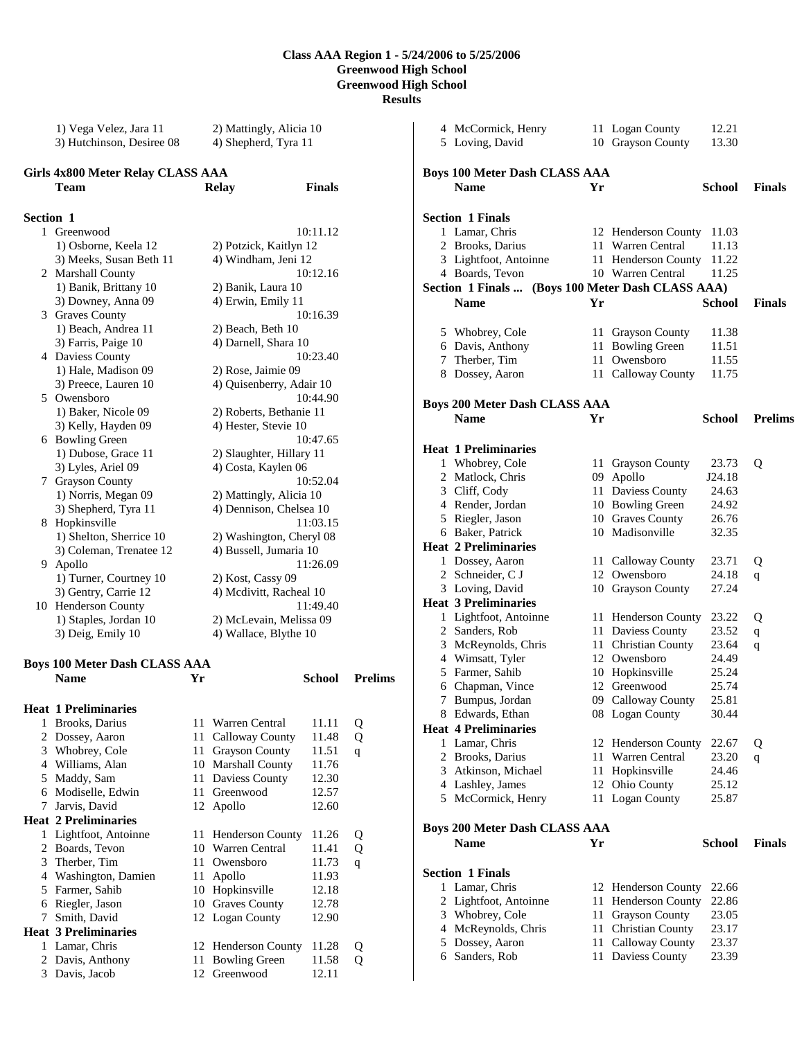## Class AAA Region 1 - 5/24/2006 to 5/25/2006
## Greenwood High School
## Greenwood High School
## Results

| | | |
|---|---|---|
| | 1) Vega Velez, Jara 11 | 2) Mattingly, Alicia 10 |
| | 3) Hutchinson, Desiree 08 | 4) Shepherd, Tyra 11 |

### Girls 4x800 Meter Relay CLASS AAA

| | Team | Relay | Finals |
|---|---|---|---|
| **Section 1** | | | |
| 1 | Greenwood | | 10:11.12 |
| | 1) Osborne, Keela 12 | 2) Potzick, Kaitlyn 12 | |
| | 3) Meeks, Susan Beth 11 | 4) Windham, Jeni 12 | |
| 2 | Marshall County | | 10:12.16 |
| | 1) Banik, Brittany 10 | 2) Banik, Laura 10 | |
| | 3) Downey, Anna 09 | 4) Erwin, Emily 11 | |
| 3 | Graves County | | 10:16.39 |
| | 1) Beach, Andrea 11 | 2) Beach, Beth 10 | |
| | 3) Farris, Paige 10 | 4) Darnell, Shara 10 | |
| 4 | Daviess County | | 10:23.40 |
| | 1) Hale, Madison 09 | 2) Rose, Jaimie 09 | |
| | 3) Preece, Lauren 10 | 4) Quisenberry, Adair 10 | |
| 5 | Owensboro | | 10:44.90 |
| | 1) Baker, Nicole 09 | 2) Roberts, Bethanie 11 | |
| | 3) Kelly, Hayden 09 | 4) Hester, Stevie 10 | |
| 6 | Bowling Green | | 10:47.65 |
| | 1) Dubose, Grace 11 | 2) Slaughter, Hillary 11 | |
| | 3) Lyles, Ariel 09 | 4) Costa, Kaylen 06 | |
| 7 | Grayson County | | 10:52.04 |
| | 1) Norris, Megan 09 | 2) Mattingly, Alicia 10 | |
| | 3) Shepherd, Tyra 11 | 4) Dennison, Chelsea 10 | |
| 8 | Hopkinsville | | 11:03.15 |
| | 1) Shelton, Sherrice 10 | 2) Washington, Cheryl 08 | |
| | 3) Coleman, Trenatee 12 | 4) Bussell, Jumaria 10 | |
| 9 | Apollo | | 11:26.09 |
| | 1) Turner, Courtney 10 | 2) Kost, Cassy 09 | |
| | 3) Gentry, Carrie 12 | 4) Mcdivitt, Racheal 10 | |
| 10 | Henderson County | | 11:49.40 |
| | 1) Staples, Jordan 10 | 2) McLevain, Melissa 09 | |
| | 3) Deig, Emily 10 | 4) Wallace, Blythe 10 | |

### Boys 100 Meter Dash CLASS AAA

| | Name | Yr | School | Prelims | |
|---|---|---|---|---|---|
| **Heat 1 Preliminaries** | | | | | |
| 1 | Brooks, Darius | 11 | Warren Central | 11.11 | Q |
| 2 | Dossey, Aaron | 11 | Calloway County | 11.48 | Q |
| 3 | Whobrey, Cole | 11 | Grayson County | 11.51 | q |
| 4 | Williams, Alan | 10 | Marshall County | 11.76 | |
| 5 | Maddy, Sam | 11 | Daviess County | 12.30 | |
| 6 | Modiselle, Edwin | 11 | Greenwood | 12.57 | |
| 7 | Jarvis, David | 12 | Apollo | 12.60 | |
| **Heat 2 Preliminaries** | | | | | |
| 1 | Lightfoot, Antoinne | 11 | Henderson County | 11.26 | Q |
| 2 | Boards, Tevon | 10 | Warren Central | 11.41 | Q |
| 3 | Therber, Tim | 11 | Owensboro | 11.73 | q |
| 4 | Washington, Damien | 11 | Apollo | 11.93 | |
| 5 | Farmer, Sahib | 10 | Hopkinsville | 12.18 | |
| 6 | Riegler, Jason | 10 | Graves County | 12.78 | |
| 7 | Smith, David | 12 | Logan County | 12.90 | |
| **Heat 3 Preliminaries** | | | | | |
| 1 | Lamar, Chris | 12 | Henderson County | 11.28 | Q |
| 2 | Davis, Anthony | 11 | Bowling Green | 11.58 | Q |
| 3 | Davis, Jacob | 12 | Greenwood | 12.11 | |
| 4 | McCormick, Henry | 11 | Logan County | 12.21 | |
| 5 | Loving, David | 10 | Grayson County | 13.30 | |

### Boys 100 Meter Dash CLASS AAA

| | Name | Yr | School | Finals |
|---|---|---|---|---|
| **Section 1 Finals** | | | | |
| 1 | Lamar, Chris | 12 | Henderson County | 11.03 |
| 2 | Brooks, Darius | 11 | Warren Central | 11.13 |
| 3 | Lightfoot, Antoinne | 11 | Henderson County | 11.22 |
| 4 | Boards, Tevon | 10 | Warren Central | 11.25 |
| 5 | Whobrey, Cole | 11 | Grayson County | 11.38 |
| 6 | Davis, Anthony | 11 | Bowling Green | 11.51 |
| 7 | Therber, Tim | 11 | Owensboro | 11.55 |
| 8 | Dossey, Aaron | 11 | Calloway County | 11.75 |

### Boys 200 Meter Dash CLASS AAA

| | Name | Yr | School | Prelims | |
|---|---|---|---|---|---|
| **Heat 1 Preliminaries** | | | | | |
| 1 | Whobrey, Cole | 11 | Grayson County | 23.73 | Q |
| 2 | Matlock, Chris | 09 | Apollo | J24.18 | |
| 3 | Cliff, Cody | 11 | Daviess County | 24.63 | |
| 4 | Render, Jordan | 10 | Bowling Green | 24.92 | |
| 5 | Riegler, Jason | 10 | Graves County | 26.76 | |
| 6 | Baker, Patrick | 10 | Madisonville | 32.35 | |
| **Heat 2 Preliminaries** | | | | | |
| 1 | Dossey, Aaron | 11 | Calloway County | 23.71 | Q |
| 2 | Schneider, C J | 12 | Owensboro | 24.18 | q |
| 3 | Loving, David | 10 | Grayson County | 27.24 | |
| **Heat 3 Preliminaries** | | | | | |
| 1 | Lightfoot, Antoinne | 11 | Henderson County | 23.22 | Q |
| 2 | Sanders, Rob | 11 | Daviess County | 23.52 | q |
| 3 | McReynolds, Chris | 11 | Christian County | 23.64 | q |
| 4 | Wimsatt, Tyler | 12 | Owensboro | 24.49 | |
| 5 | Farmer, Sahib | 10 | Hopkinsville | 25.24 | |
| 6 | Chapman, Vince | 12 | Greenwood | 25.74 | |
| 7 | Bumpus, Jordan | 09 | Calloway County | 25.81 | |
| 8 | Edwards, Ethan | 08 | Logan County | 30.44 | |
| **Heat 4 Preliminaries** | | | | | |
| 1 | Lamar, Chris | 12 | Henderson County | 22.67 | Q |
| 2 | Brooks, Darius | 11 | Warren Central | 23.20 | q |
| 3 | Atkinson, Michael | 11 | Hopkinsville | 24.46 | |
| 4 | Lashley, James | 12 | Ohio County | 25.12 | |
| 5 | McCormick, Henry | 11 | Logan County | 25.87 | |

### Boys 200 Meter Dash CLASS AAA

| | Name | Yr | School | Finals |
|---|---|---|---|---|
| **Section 1 Finals** | | | | |
| 1 | Lamar, Chris | 12 | Henderson County | 22.66 |
| 2 | Lightfoot, Antoinne | 11 | Henderson County | 22.86 |
| 3 | Whobrey, Cole | 11 | Grayson County | 23.05 |
| 4 | McReynolds, Chris | 11 | Christian County | 23.17 |
| 5 | Dossey, Aaron | 11 | Calloway County | 23.37 |
| 6 | Sanders, Rob | 11 | Daviess County | 23.39 |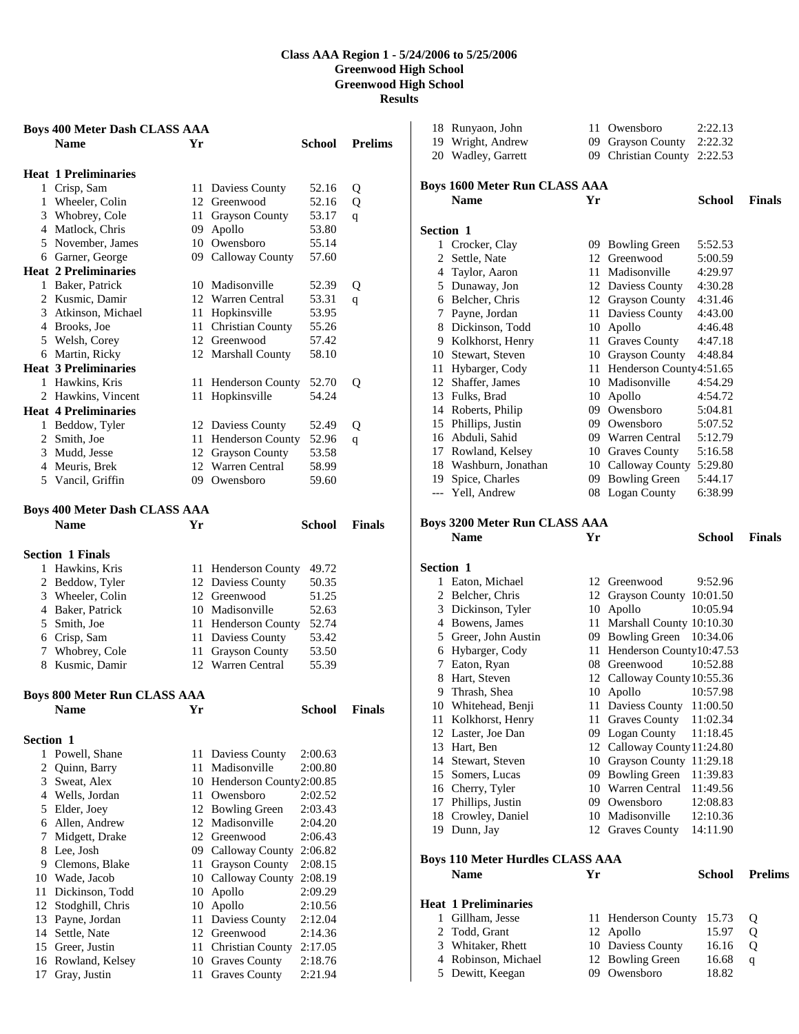# Class AAA Region 1 - 5/24/2006 to 5/25/2006
## Greenwood High School
## Greenwood High School
## Results

### Boys 400 Meter Dash CLASS AAA

| | Name | Yr | School | Prelims | |
|---|---|---|---|---|---|
| **Heat 1 Preliminaries** | | | | | |
| 1 | Crisp, Sam | 11 | Daviess County | 52.16 | Q |
| 1 | Wheeler, Colin | 12 | Greenwood | 52.16 | Q |
| 3 | Whobrey, Cole | 11 | Grayson County | 53.17 | q |
| 4 | Matlock, Chris | 09 | Apollo | 53.80 | |
| 5 | November, James | 10 | Owensboro | 55.14 | |
| 6 | Garner, George | 09 | Calloway County | 57.60 | |
| **Heat 2 Preliminaries** | | | | | |
| 1 | Baker, Patrick | 10 | Madisonville | 52.39 | Q |
| 2 | Kusmic, Damir | 12 | Warren Central | 53.31 | q |
| 3 | Atkinson, Michael | 11 | Hopkinsville | 53.95 | |
| 4 | Brooks, Joe | 11 | Christian County | 55.26 | |
| 5 | Welsh, Corey | 12 | Greenwood | 57.42 | |
| 6 | Martin, Ricky | 12 | Marshall County | 58.10 | |
| **Heat 3 Preliminaries** | | | | | |
| 1 | Hawkins, Kris | 11 | Henderson County | 52.70 | Q |
| 2 | Hawkins, Vincent | 11 | Hopkinsville | 54.24 | |
| **Heat 4 Preliminaries** | | | | | |
| 1 | Beddow, Tyler | 12 | Daviess County | 52.49 | Q |
| 2 | Smith, Joe | 11 | Henderson County | 52.96 | q |
| 3 | Mudd, Jesse | 12 | Grayson County | 53.58 | |
| 4 | Meuris, Brek | 12 | Warren Central | 58.99 | |
| 5 | Vancil, Griffin | 09 | Owensboro | 59.60 | |

### Boys 400 Meter Dash CLASS AAA

| | Name | Yr | School | Finals |
|---|---|---|---|---|
| **Section 1 Finals** | | | | |
| 1 | Hawkins, Kris | 11 | Henderson County | 49.72 |
| 2 | Beddow, Tyler | 12 | Daviess County | 50.35 |
| 3 | Wheeler, Colin | 12 | Greenwood | 51.25 |
| 4 | Baker, Patrick | 10 | Madisonville | 52.63 |
| 5 | Smith, Joe | 11 | Henderson County | 52.74 |
| 6 | Crisp, Sam | 11 | Daviess County | 53.42 |
| 7 | Whobrey, Cole | 11 | Grayson County | 53.50 |
| 8 | Kusmic, Damir | 12 | Warren Central | 55.39 |

### Boys 800 Meter Run CLASS AAA

| | Name | Yr | School | Finals |
|---|---|---|---|---|
| **Section 1** | | | | |
| 1 | Powell, Shane | 11 | Daviess County | 2:00.63 |
| 2 | Quinn, Barry | 11 | Madisonville | 2:00.80 |
| 3 | Sweat, Alex | 10 | Henderson County | 2:00.85 |
| 4 | Wells, Jordan | 11 | Owensboro | 2:02.52 |
| 5 | Elder, Joey | 12 | Bowling Green | 2:03.43 |
| 6 | Allen, Andrew | 12 | Madisonville | 2:04.20 |
| 7 | Midgett, Drake | 12 | Greenwood | 2:06.43 |
| 8 | Lee, Josh | 09 | Calloway County | 2:06.82 |
| 9 | Clemons, Blake | 11 | Grayson County | 2:08.15 |
| 10 | Wade, Jacob | 10 | Calloway County | 2:08.19 |
| 11 | Dickinson, Todd | 10 | Apollo | 2:09.29 |
| 12 | Stodghill, Chris | 10 | Apollo | 2:10.56 |
| 13 | Payne, Jordan | 11 | Daviess County | 2:12.04 |
| 14 | Settle, Nate | 12 | Greenwood | 2:14.36 |
| 15 | Greer, Justin | 11 | Christian County | 2:17.05 |
| 16 | Rowland, Kelsey | 10 | Graves County | 2:18.76 |
| 17 | Gray, Justin | 11 | Graves County | 2:21.94 |
| 18 | Runyaon, John | 11 | Owensboro | 2:22.13 |
| 19 | Wright, Andrew | 09 | Grayson County | 2:22.32 |
| 20 | Wadley, Garrett | 09 | Christian County | 2:22.53 |

### Boys 1600 Meter Run CLASS AAA

| | Name | Yr | School | Finals |
|---|---|---|---|---|
| **Section 1** | | | | |
| 1 | Crocker, Clay | 09 | Bowling Green | 5:52.53 |
| 2 | Settle, Nate | 12 | Greenwood | 5:00.59 |
| 4 | Taylor, Aaron | 11 | Madisonville | 4:29.97 |
| 5 | Dunaway, Jon | 12 | Daviess County | 4:30.28 |
| 6 | Belcher, Chris | 12 | Grayson County | 4:31.46 |
| 7 | Payne, Jordan | 11 | Daviess County | 4:43.00 |
| 8 | Dickinson, Todd | 10 | Apollo | 4:46.48 |
| 9 | Kolkhorst, Henry | 11 | Graves County | 4:47.18 |
| 10 | Stewart, Steven | 10 | Grayson County | 4:48.84 |
| 11 | Hybarger, Cody | 11 | Henderson County | 4:51.65 |
| 12 | Shaffer, James | 10 | Madisonville | 4:54.29 |
| 13 | Fulks, Brad | 10 | Apollo | 4:54.72 |
| 14 | Roberts, Philip | 09 | Owensboro | 5:04.81 |
| 15 | Phillips, Justin | 09 | Owensboro | 5:07.52 |
| 16 | Abduli, Sahid | 09 | Warren Central | 5:12.79 |
| 17 | Rowland, Kelsey | 10 | Graves County | 5:16.58 |
| 18 | Washburn, Jonathan | 10 | Calloway County | 5:29.80 |
| 19 | Spice, Charles | 09 | Bowling Green | 5:44.17 |
| --- | Yell, Andrew | 08 | Logan County | 6:38.99 |

### Boys 3200 Meter Run CLASS AAA

| | Name | Yr | School | Finals |
|---|---|---|---|---|
| **Section 1** | | | | |
| 1 | Eaton, Michael | 12 | Greenwood | 9:52.96 |
| 2 | Belcher, Chris | 12 | Grayson County | 10:01.50 |
| 3 | Dickinson, Tyler | 10 | Apollo | 10:05.94 |
| 4 | Bowens, James | 11 | Marshall County | 10:10.30 |
| 5 | Greer, John Austin | 09 | Bowling Green | 10:34.06 |
| 6 | Hybarger, Cody | 11 | Henderson County | 10:47.53 |
| 7 | Eaton, Ryan | 08 | Greenwood | 10:52.88 |
| 8 | Hart, Steven | 12 | Calloway County | 10:55.36 |
| 9 | Thrash, Shea | 10 | Apollo | 10:57.98 |
| 10 | Whitehead, Benji | 11 | Daviess County | 11:00.50 |
| 11 | Kolkhorst, Henry | 11 | Graves County | 11:02.34 |
| 12 | Laster, Joe Dan | 09 | Logan County | 11:18.45 |
| 13 | Hart, Ben | 12 | Calloway County | 11:24.80 |
| 14 | Stewart, Steven | 10 | Grayson County | 11:29.18 |
| 15 | Somers, Lucas | 09 | Bowling Green | 11:39.83 |
| 16 | Cherry, Tyler | 10 | Warren Central | 11:49.56 |
| 17 | Phillips, Justin | 09 | Owensboro | 12:08.83 |
| 18 | Crowley, Daniel | 10 | Madisonville | 12:10.36 |
| 19 | Dunn, Jay | 12 | Graves County | 14:11.90 |

### Boys 110 Meter Hurdles CLASS AAA

| | Name | Yr | School | Prelims | |
|---|---|---|---|---|---|
| **Heat 1 Preliminaries** | | | | | |
| 1 | Gillham, Jesse | 11 | Henderson County | 15.73 | Q |
| 2 | Todd, Grant | 12 | Apollo | 15.97 | Q |
| 3 | Whitaker, Rhett | 10 | Daviess County | 16.16 | Q |
| 4 | Robinson, Michael | 12 | Bowling Green | 16.68 | q |
| 5 | Dewitt, Keegan | 09 | Owensboro | 18.82 | |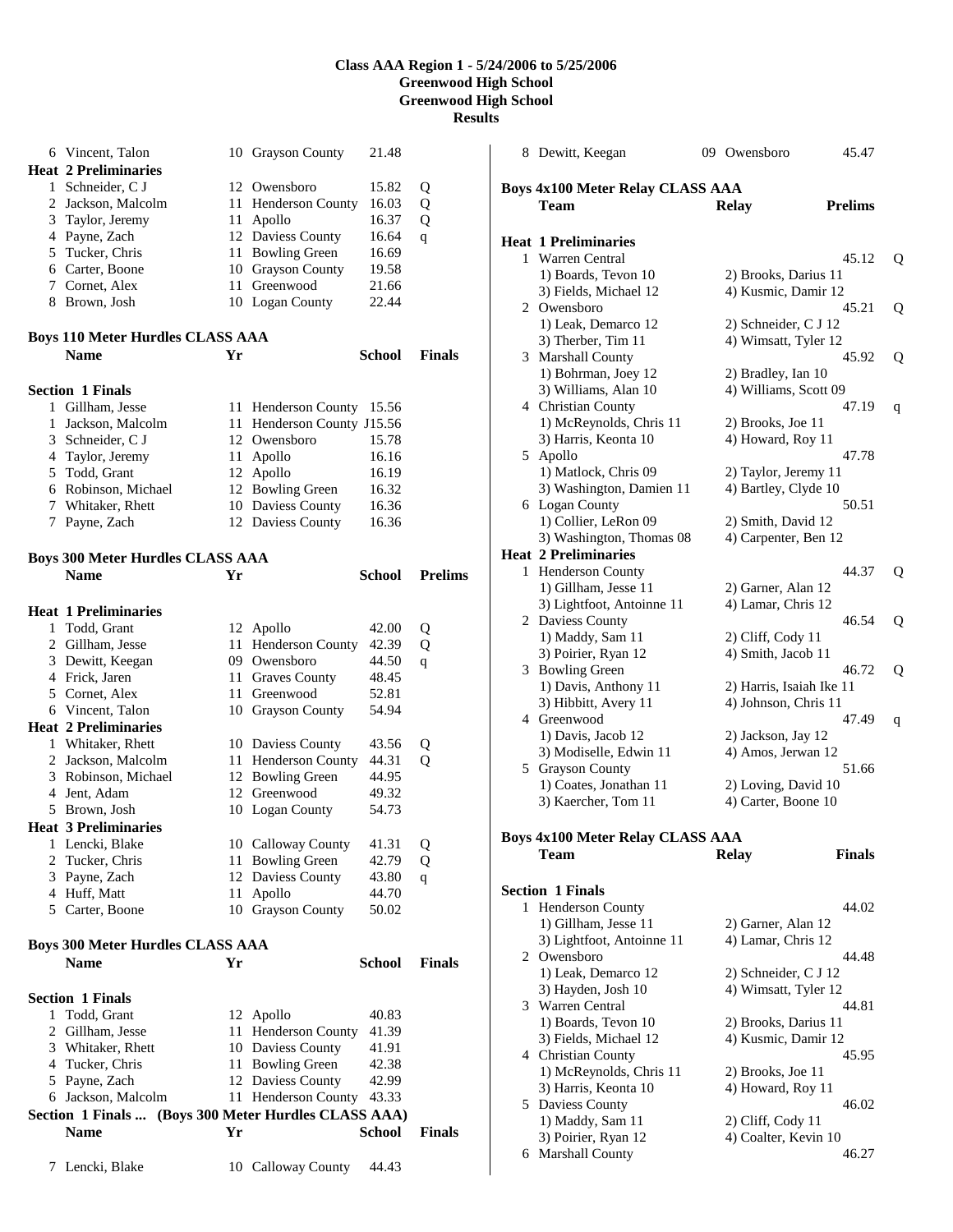## Class AAA Region 1 - 5/24/2006 to 5/25/2006
### Greenwood High School
### Greenwood High School
### Results

| | Name | Yr | School | Prelims | |
|---|---|---|---|---|---|
| 6 | Vincent, Talon | 10 | Grayson County | 21.48 | |
| **Heat 2 Preliminaries** | | | | | |
| 1 | Schneider, C J | 12 | Owensboro | 15.82 | Q |
| 2 | Jackson, Malcolm | 11 | Henderson County | 16.03 | Q |
| 3 | Taylor, Jeremy | 11 | Apollo | 16.37 | Q |
| 4 | Payne, Zach | 12 | Daviess County | 16.64 | q |
| 5 | Tucker, Chris | 11 | Bowling Green | 16.69 | |
| 6 | Carter, Boone | 10 | Grayson County | 19.58 | |
| 7 | Cornet, Alex | 11 | Greenwood | 21.66 | |
| 8 | Brown, Josh | 10 | Logan County | 22.44 | |

**Boys 110 Meter Hurdles CLASS AAA**

| | Name | Yr | School | Finals |
|---|---|---|---|---|
| **Section 1 Finals** | | | | |
| 1 | Gillham, Jesse | 11 | Henderson County | 15.56 |
| 1 | Jackson, Malcolm | 11 | Henderson County | J15.56 |
| 3 | Schneider, C J | 12 | Owensboro | 15.78 |
| 4 | Taylor, Jeremy | 11 | Apollo | 16.16 |
| 5 | Todd, Grant | 12 | Apollo | 16.19 |
| 6 | Robinson, Michael | 12 | Bowling Green | 16.32 |
| 7 | Whitaker, Rhett | 10 | Daviess County | 16.36 |
| 7 | Payne, Zach | 12 | Daviess County | 16.36 |

**Boys 300 Meter Hurdles CLASS AAA**

| | Name | Yr | School | Prelims | |
|---|---|---|---|---|---|
| **Heat 1 Preliminaries** | | | | | |
| 1 | Todd, Grant | 12 | Apollo | 42.00 | Q |
| 2 | Gillham, Jesse | 11 | Henderson County | 42.39 | Q |
| 3 | Dewitt, Keegan | 09 | Owensboro | 44.50 | q |
| 4 | Frick, Jaren | 11 | Graves County | 48.45 | |
| 5 | Cornet, Alex | 11 | Greenwood | 52.81 | |
| 6 | Vincent, Talon | 10 | Grayson County | 54.94 | |
| **Heat 2 Preliminaries** | | | | | |
| 1 | Whitaker, Rhett | 10 | Daviess County | 43.56 | Q |
| 2 | Jackson, Malcolm | 11 | Henderson County | 44.31 | Q |
| 3 | Robinson, Michael | 12 | Bowling Green | 44.95 | |
| 4 | Jent, Adam | 12 | Greenwood | 49.32 | |
| 5 | Brown, Josh | 10 | Logan County | 54.73 | |
| **Heat 3 Preliminaries** | | | | | |
| 1 | Lencki, Blake | 10 | Calloway County | 41.31 | Q |
| 2 | Tucker, Chris | 11 | Bowling Green | 42.79 | Q |
| 3 | Payne, Zach | 12 | Daviess County | 43.80 | q |
| 4 | Huff, Matt | 11 | Apollo | 44.70 | |
| 5 | Carter, Boone | 10 | Grayson County | 50.02 | |

**Boys 300 Meter Hurdles CLASS AAA**

| | Name | Yr | School | Finals |
|---|---|---|---|---|
| **Section 1 Finals** | | | | |
| 1 | Todd, Grant | 12 | Apollo | 40.83 |
| 2 | Gillham, Jesse | 11 | Henderson County | 41.39 |
| 3 | Whitaker, Rhett | 10 | Daviess County | 41.91 |
| 4 | Tucker, Chris | 11 | Bowling Green | 42.38 |
| 5 | Payne, Zach | 12 | Daviess County | 42.99 |
| 6 | Jackson, Malcolm | 11 | Henderson County | 43.33 |
| 7 | Lencki, Blake | 10 | Calloway County | 44.43 |
| 8 | Dewitt, Keegan | 09 | Owensboro | 45.47 |

**Boys 4x100 Meter Relay CLASS AAA**

| | Team | Relay | Prelims | |
|---|---|---|---|---|
| **Heat 1 Preliminaries** | | | | |
| 1 | Warren Central | | 45.12 | Q |
| | 1) Boards, Tevon 10 | 2) Brooks, Darius 11 | | |
| | 3) Fields, Michael 12 | 4) Kusmic, Damir 12 | | |
| 2 | Owensboro | | 45.21 | Q |
| | 1) Leak, Demarco 12 | 2) Schneider, C J 12 | | |
| | 3) Therber, Tim 11 | 4) Wimsatt, Tyler 12 | | |
| 3 | Marshall County | | 45.92 | Q |
| | 1) Bohrman, Joey 12 | 2) Bradley, Ian 10 | | |
| | 3) Williams, Alan 10 | 4) Williams, Scott 09 | | |
| 4 | Christian County | | 47.19 | q |
| | 1) McReynolds, Chris 11 | 2) Brooks, Joe 11 | | |
| | 3) Harris, Keonta 10 | 4) Howard, Roy 11 | | |
| 5 | Apollo | | 47.78 | |
| | 1) Matlock, Chris 09 | 2) Taylor, Jeremy 11 | | |
| | 3) Washington, Damien 11 | 4) Bartley, Clyde 10 | | |
| 6 | Logan County | | 50.51 | |
| | 1) Collier, LeRon 09 | 2) Smith, David 12 | | |
| | 3) Washington, Thomas 08 | 4) Carpenter, Ben 12 | | |
| **Heat 2 Preliminaries** | | | | |
| 1 | Henderson County | | 44.37 | Q |
| | 1) Gillham, Jesse 11 | 2) Garner, Alan 12 | | |
| | 3) Lightfoot, Antoinne 11 | 4) Lamar, Chris 12 | | |
| 2 | Daviess County | | 46.54 | Q |
| | 1) Maddy, Sam 11 | 2) Cliff, Cody 11 | | |
| | 3) Poirier, Ryan 12 | 4) Smith, Jacob 11 | | |
| 3 | Bowling Green | | 46.72 | Q |
| | 1) Davis, Anthony 11 | 2) Harris, Isaiah Ike 11 | | |
| | 3) Hibbitt, Avery 11 | 4) Johnson, Chris 11 | | |
| 4 | Greenwood | | 47.49 | q |
| | 1) Davis, Jacob 12 | 2) Jackson, Jay 12 | | |
| | 3) Modiselle, Edwin 11 | 4) Amos, Jerwan 12 | | |
| 5 | Grayson County | | 51.66 | |
| | 1) Coates, Jonathan 11 | 2) Loving, David 10 | | |
| | 3) Kaercher, Tom 11 | 4) Carter, Boone 10 | | |

**Boys 4x100 Meter Relay CLASS AAA**

| | Team | Relay | Finals |
|---|---|---|---|
| **Section 1 Finals** | | | |
| 1 | Henderson County | | 44.02 |
| | 1) Gillham, Jesse 11 | 2) Garner, Alan 12 | |
| | 3) Lightfoot, Antoinne 11 | 4) Lamar, Chris 12 | |
| 2 | Owensboro | | 44.48 |
| | 1) Leak, Demarco 12 | 2) Schneider, C J 12 | |
| | 3) Hayden, Josh 10 | 4) Wimsatt, Tyler 12 | |
| 3 | Warren Central | | 44.81 |
| | 1) Boards, Tevon 10 | 2) Brooks, Darius 11 | |
| | 3) Fields, Michael 12 | 4) Kusmic, Damir 12 | |
| 4 | Christian County | | 45.95 |
| | 1) McReynolds, Chris 11 | 2) Brooks, Joe 11 | |
| | 3) Harris, Keonta 10 | 4) Howard, Roy 11 | |
| 5 | Daviess County | | 46.02 |
| | 1) Maddy, Sam 11 | 2) Cliff, Cody 11 | |
| | 3) Poirier, Ryan 12 | 4) Coalter, Kevin 10 | |
| 6 | Marshall County | | 46.27 |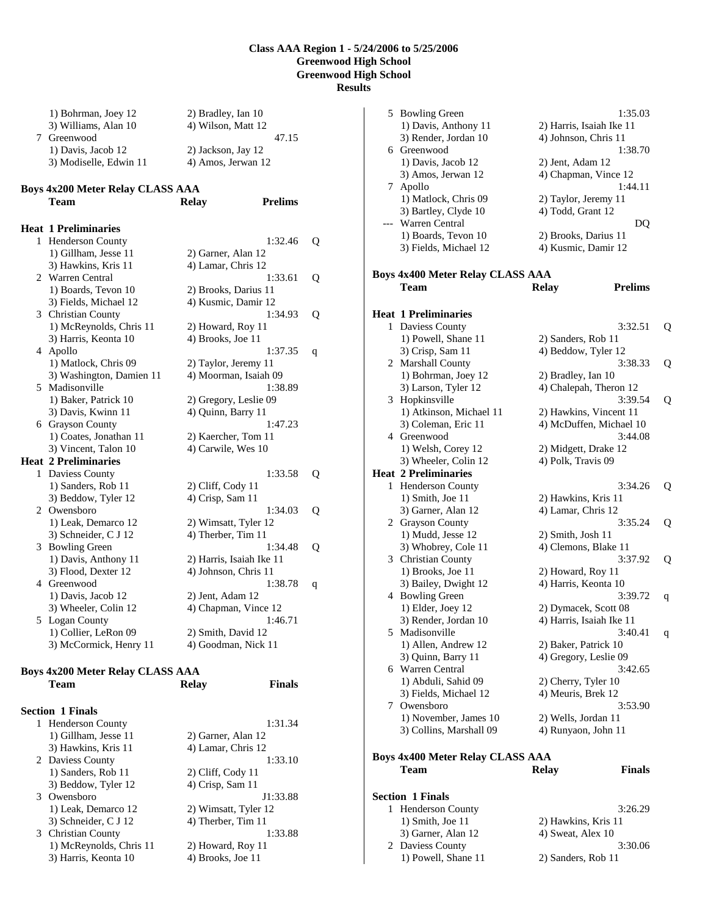## Class AAA Region 1 - 5/24/2006 to 5/25/2006
## Greenwood High School
## Greenwood High School
## Results

```
    1) Bohrman, Joey 12          2) Bradley, Ian 10
    3) Williams, Alan 10         4) Wilson, Matt 12
  7 Greenwood                                   47.15
    1) Davis, Jacob 12           2) Jackson, Jay 12
    3) Modiselle, Edwin 11       4) Amos, Jerwan 12
```

### Boys 4x200 Meter Relay CLASS AAA

```
    Team                         Relay        Prelims

Heat  1 Preliminaries
  1 Henderson County                          1:32.46  Q
    1) Gillham, Jesse 11         2) Garner, Alan 12
    3) Hawkins, Kris 11          4) Lamar, Chris 12
  2 Warren Central                            1:33.61  Q
    1) Boards, Tevon 10          2) Brooks, Darius 11
    3) Fields, Michael 12        4) Kusmic, Damir 12
  3 Christian County                          1:34.93  Q
    1) McReynolds, Chris 11      2) Howard, Roy 11
    3) Harris, Keonta 10         4) Brooks, Joe 11
  4 Apollo                                    1:37.35  q
    1) Matlock, Chris 09         2) Taylor, Jeremy 11
    3) Washington, Damien 11     4) Moorman, Isaiah 09
  5 Madisonville                              1:38.89
    1) Baker, Patrick 10         2) Gregory, Leslie 09
    3) Davis, Kwinn 11           4) Quinn, Barry 11
  6 Grayson County                            1:47.23
    1) Coates, Jonathan 11       2) Kaercher, Tom 11
    3) Vincent, Talon 10         4) Carwile, Wes 10
Heat  2 Preliminaries
  1 Daviess County                            1:33.58  Q
    1) Sanders, Rob 11           2) Cliff, Cody 11
    3) Beddow, Tyler 12          4) Crisp, Sam 11
  2 Owensboro                                 1:34.03  Q
    1) Leak, Demarco 12          2) Wimsatt, Tyler 12
    3) Schneider, C J 12         4) Therber, Tim 11
  3 Bowling Green                             1:34.48  Q
    1) Davis, Anthony 11         2) Harris, Isaiah Ike 11
    3) Flood, Dexter 12          4) Johnson, Chris 11
  4 Greenwood                                 1:38.78  q
    1) Davis, Jacob 12           2) Jent, Adam 12
    3) Wheeler, Colin 12         4) Chapman, Vince 12
  5 Logan County                              1:46.71
    1) Collier, LeRon 09         2) Smith, David 12
    3) McCormick, Henry 11       4) Goodman, Nick 11
```

### Boys 4x200 Meter Relay CLASS AAA

```
    Team                         Relay         Finals

Section  1 Finals
  1 Henderson County                          1:31.34
    1) Gillham, Jesse 11         2) Garner, Alan 12
    3) Hawkins, Kris 11          4) Lamar, Chris 12
  2 Daviess County                            1:33.10
    1) Sanders, Rob 11           2) Cliff, Cody 11
    3) Beddow, Tyler 12          4) Crisp, Sam 11
  3 Owensboro                                J1:33.88
    1) Leak, Demarco 12          2) Wimsatt, Tyler 12
    3) Schneider, C J 12         4) Therber, Tim 11
  3 Christian County                          1:33.88
    1) McReynolds, Chris 11      2) Howard, Roy 11
    3) Harris, Keonta 10         4) Brooks, Joe 11
  5 Bowling Green                             1:35.03
    1) Davis, Anthony 11         2) Harris, Isaiah Ike 11
    3) Render, Jordan 10         4) Johnson, Chris 11
  6 Greenwood                                 1:38.70
    1) Davis, Jacob 12           2) Jent, Adam 12
    3) Amos, Jerwan 12           4) Chapman, Vince 12
  7 Apollo                                    1:44.11
    1) Matlock, Chris 09         2) Taylor, Jeremy 11
    3) Bartley, Clyde 10         4) Todd, Grant 12
--- Warren Central                                 DQ
    1) Boards, Tevon 10          2) Brooks, Darius 11
    3) Fields, Michael 12        4) Kusmic, Damir 12
```

### Boys 4x400 Meter Relay CLASS AAA

```
    Team                         Relay        Prelims

Heat  1 Preliminaries
  1 Daviess County                            3:32.51  Q
    1) Powell, Shane 11          2) Sanders, Rob 11
    3) Crisp, Sam 11             4) Beddow, Tyler 12
  2 Marshall County                           3:38.33  Q
    1) Bohrman, Joey 12          2) Bradley, Ian 10
    3) Larson, Tyler 12          4) Chalepah, Theron 12
  3 Hopkinsville                              3:39.54  Q
    1) Atkinson, Michael 11      2) Hawkins, Vincent 11
    3) Coleman, Eric 11          4) McDuffen, Michael 10
  4 Greenwood                                 3:44.08
    1) Welsh, Corey 12           2) Midgett, Drake 12
    3) Wheeler, Colin 12         4) Polk, Travis 09
Heat  2 Preliminaries
  1 Henderson County                          3:34.26  Q
    1) Smith, Joe 11             2) Hawkins, Kris 11
    3) Garner, Alan 12           4) Lamar, Chris 12
  2 Grayson County                            3:35.24  Q
    1) Mudd, Jesse 12            2) Smith, Josh 11
    3) Whobrey, Cole 11          4) Clemons, Blake 11
  3 Christian County                          3:37.92  Q
    1) Brooks, Joe 11            2) Howard, Roy 11
    3) Bailey, Dwight 12         4) Harris, Keonta 10
  4 Bowling Green                             3:39.72  q
    1) Elder, Joey 12            2) Dymacek, Scott 08
    3) Render, Jordan 10         4) Harris, Isaiah Ike 11
  5 Madisonville                              3:40.41  q
    1) Allen, Andrew 12          2) Baker, Patrick 10
    3) Quinn, Barry 11           4) Gregory, Leslie 09
  6 Warren Central                            3:42.65
    1) Abduli, Sahid 09          2) Cherry, Tyler 10
    3) Fields, Michael 12        4) Meuris, Brek 12
  7 Owensboro                                 3:53.90
    1) November, James 10        2) Wells, Jordan 11
    3) Collins, Marshall 09      4) Runyaon, John 11
```

### Boys 4x400 Meter Relay CLASS AAA

```
    Team                         Relay         Finals

Section  1 Finals
  1 Henderson County                          3:26.29
    1) Smith, Joe 11             2) Hawkins, Kris 11
    3) Garner, Alan 12           4) Sweat, Alex 10
  2 Daviess County                            3:30.06
    1) Powell, Shane 11          2) Sanders, Rob 11
```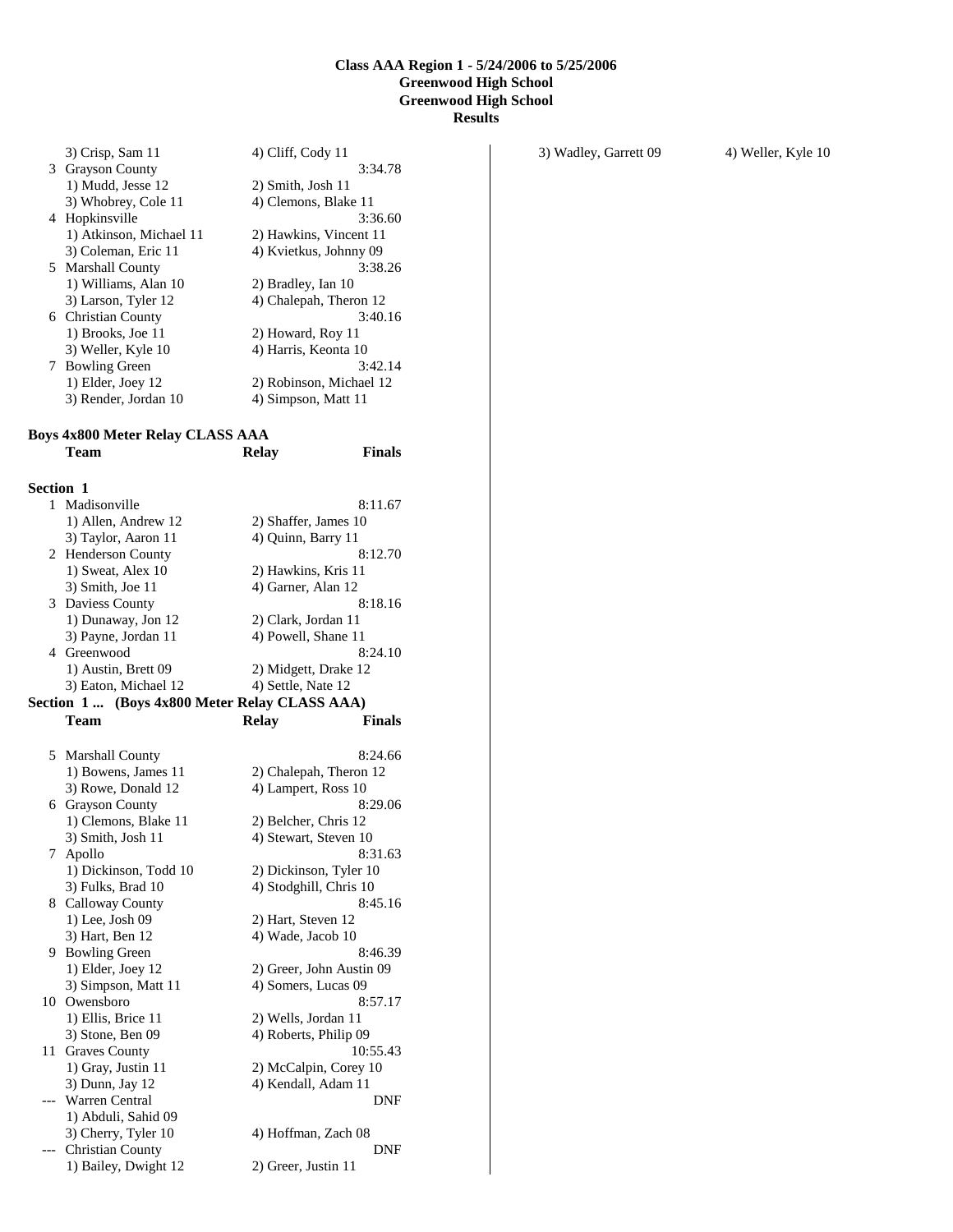# Class AAA Region 1 - 5/24/2006 to 5/25/2006
## Greenwood High School
## Greenwood High School
## Results

3) Crisp, Sam 11 — 4) Cliff, Cody 11

3 Grayson County — 3:34.78
1) Mudd, Jesse 12 — 2) Smith, Josh 11
3) Whobrey, Cole 11 — 4) Clemons, Blake 11

4 Hopkinsville — 3:36.60
1) Atkinson, Michael 11 — 2) Hawkins, Vincent 11
3) Coleman, Eric 11 — 4) Kvietkus, Johnny 09

5 Marshall County — 3:38.26
1) Williams, Alan 10 — 2) Bradley, Ian 10
3) Larson, Tyler 12 — 4) Chalepah, Theron 12

6 Christian County — 3:40.16
1) Brooks, Joe 11 — 2) Howard, Roy 11
3) Weller, Kyle 10 — 4) Harris, Keonta 10

7 Bowling Green — 3:42.14
1) Elder, Joey 12 — 2) Robinson, Michael 12
3) Render, Jordan 10 — 4) Simpson, Matt 11

### Boys 4x800 Meter Relay CLASS AAA

| | Team | Relay | Finals |
|---|---|---|---|

**Section 1**

1 Madisonville — 8:11.67
1) Allen, Andrew 12 — 2) Shaffer, James 10
3) Taylor, Aaron 11 — 4) Quinn, Barry 11

2 Henderson County — 8:12.70
1) Sweat, Alex 10 — 2) Hawkins, Kris 11
3) Smith, Joe 11 — 4) Garner, Alan 12

3 Daviess County — 8:18.16
1) Dunaway, Jon 12 — 2) Clark, Jordan 11
3) Payne, Jordan 11 — 4) Powell, Shane 11

4 Greenwood — 8:24.10
1) Austin, Brett 09 — 2) Midgett, Drake 12
3) Eaton, Michael 12 — 4) Settle, Nate 12

**Section 1 ... (Boys 4x800 Meter Relay CLASS AAA)**

5 Marshall County — 8:24.66
1) Bowens, James 11 — 2) Chalepah, Theron 12
3) Rowe, Donald 12 — 4) Lampert, Ross 10

6 Grayson County — 8:29.06
1) Clemons, Blake 11 — 2) Belcher, Chris 12
3) Smith, Josh 11 — 4) Stewart, Steven 10

7 Apollo — 8:31.63
1) Dickinson, Todd 10 — 2) Dickinson, Tyler 10
3) Fulks, Brad 10 — 4) Stodghill, Chris 10

8 Calloway County — 8:45.16
1) Lee, Josh 09 — 2) Hart, Steven 12
3) Hart, Ben 12 — 4) Wade, Jacob 10

9 Bowling Green — 8:46.39
1) Elder, Joey 12 — 2) Greer, John Austin 09
3) Simpson, Matt 11 — 4) Somers, Lucas 09

10 Owensboro — 8:57.17
1) Ellis, Brice 11 — 2) Wells, Jordan 11
3) Stone, Ben 09 — 4) Roberts, Philip 09

11 Graves County — 10:55.43
1) Gray, Justin 11 — 2) McCalpin, Corey 10
3) Dunn, Jay 12 — 4) Kendall, Adam 11

--- Warren Central — DNF
1) Abduli, Sahid 09
3) Cherry, Tyler 10 — 4) Hoffman, Zach 08

--- Christian County — DNF
1) Bailey, Dwight 12 — 2) Greer, Justin 11
3) Wadley, Garrett 09 — 4) Weller, Kyle 10